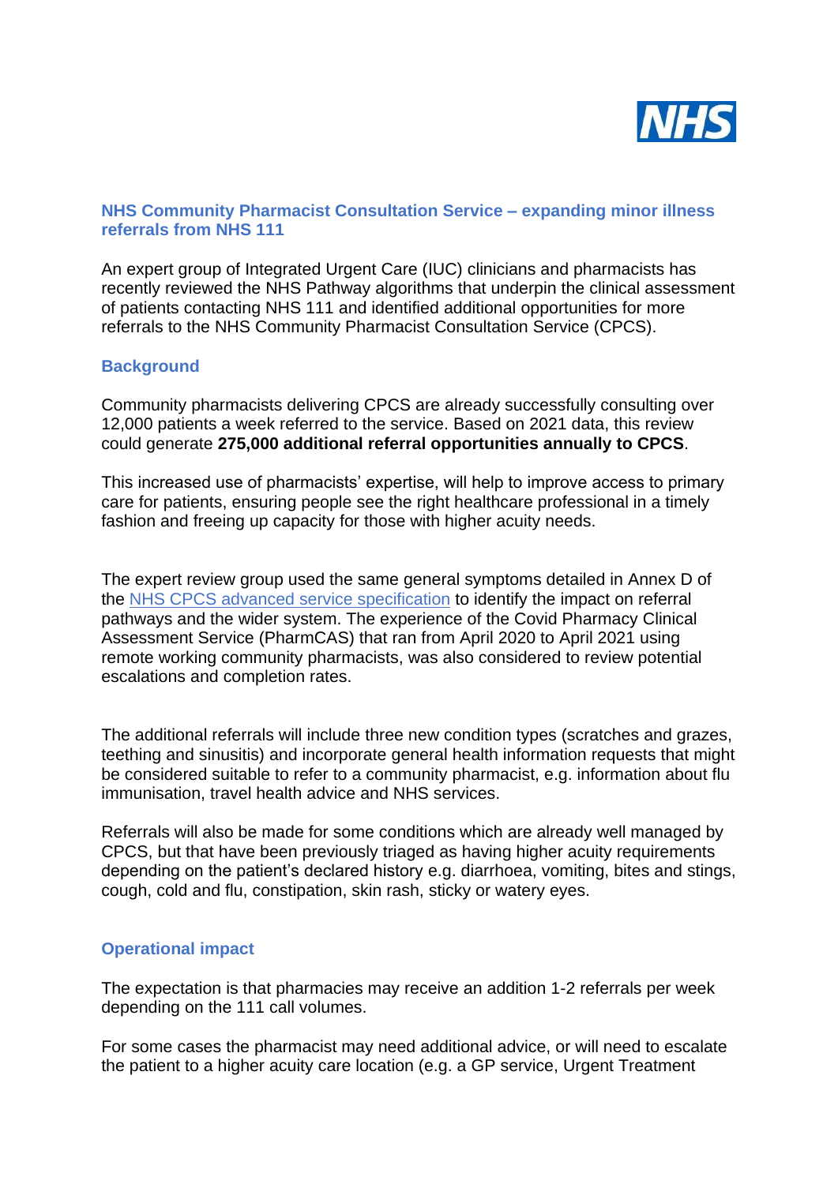## NHS Community Pharmacist Consultation Service – expanding minor illness referrals from NHS 111

An expert group of Integrated Urgent Care (IUC) clinicians and pharmacists has recently reviewed the NHS Pathway algorithms that underpin the clinical assessment of patients contacting NHS 111 and identified additional opportunities for more referrals to the NHS Community Pharmacist Consultation Service (CPCS).

### Background

Community pharmacists delivering CPCS are already successfully consulting over 12,000 patients a week referred to the service. Based on 2021 data, this review could generate **275,000 additional referral opportunities annually to CPCS**.

This increased use of pharmacists' expertise, will help to improve access to primary care for patients, ensuring people see the right healthcare professional in a timely fashion and freeing up capacity for those with higher acuity needs.

The expert review group used the same general symptoms detailed in Annex D of the NHS CPCS advanced service specification to identify the impact on referral pathways and the wider system. The experience of the Covid Pharmacy Clinical Assessment Service (PharmCAS) that ran from April 2020 to April 2021 using remote working community pharmacists, was also considered to review potential escalations and completion rates.

The additional referrals will include three new condition types (scratches and grazes, teething and sinusitis) and incorporate general health information requests that might be considered suitable to refer to a community pharmacist, e.g. information about flu immunisation, travel health advice and NHS services.

Referrals will also be made for some conditions which are already well managed by CPCS, but that have been previously triaged as having higher acuity requirements depending on the patient's declared history e.g. diarrhoea, vomiting, bites and stings, cough, cold and flu, constipation, skin rash, sticky or watery eyes.

### Operational impact

The expectation is that pharmacies may receive an addition 1-2 referrals per week depending on the 111 call volumes.

For some cases the pharmacist may need additional advice, or will need to escalate the patient to a higher acuity care location (e.g. a GP service, Urgent Treatment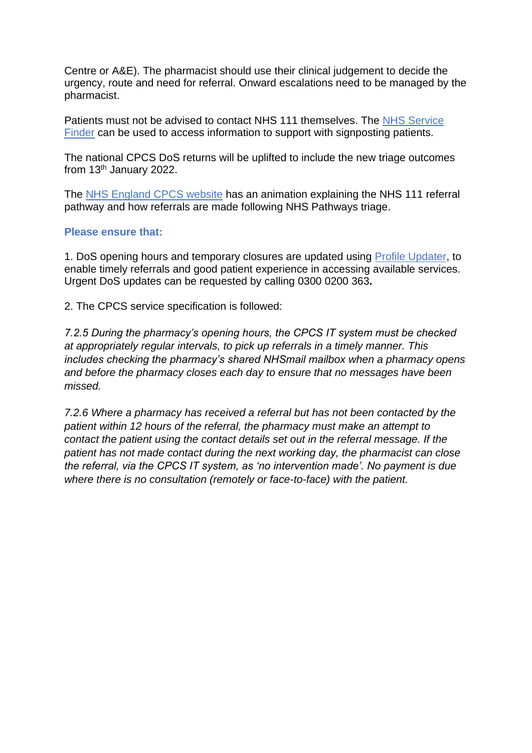Centre or A&E). The pharmacist should use their clinical judgement to decide the urgency, route and need for referral. Onward escalations need to be managed by the pharmacist.

Patients must not be advised to contact NHS 111 themselves. The [NHS Service Finder] can be used to access information to support with signposting patients.

The national CPCS DoS returns will be uplifted to include the new triage outcomes from 13th January 2022.

The [NHS England CPCS website] has an animation explaining the NHS 111 referral pathway and how referrals are made following NHS Pathways triage.

### Please ensure that:

1. DoS opening hours and temporary closures are updated using [Profile Updater], to enable timely referrals and good patient experience in accessing available services. Urgent DoS updates can be requested by calling 0300 0200 363**.**

2. The CPCS service specification is followed:

*7.2.5 During the pharmacy's opening hours, the CPCS IT system must be checked at appropriately regular intervals, to pick up referrals in a timely manner. This includes checking the pharmacy's shared NHSmail mailbox when a pharmacy opens and before the pharmacy closes each day to ensure that no messages have been missed.*

*7.2.6 Where a pharmacy has received a referral but has not been contacted by the patient within 12 hours of the referral, the pharmacy must make an attempt to contact the patient using the contact details set out in the referral message. If the patient has not made contact during the next working day, the pharmacist can close the referral, via the CPCS IT system, as 'no intervention made'. No payment is due where there is no consultation (remotely or face-to-face) with the patient.*